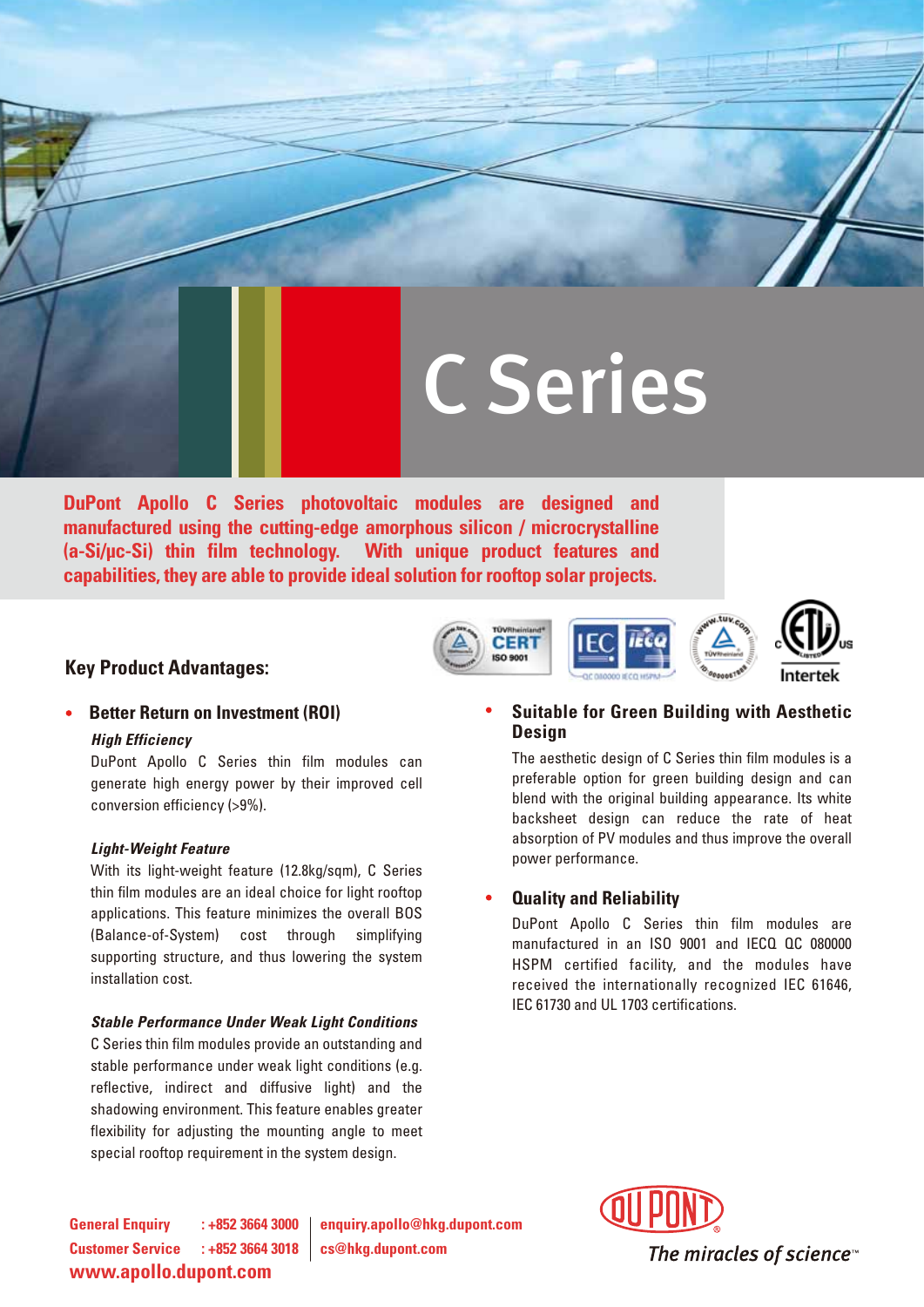# C Series

**DuPont Apollo C Series photovoltaic modules are designed and manufactured using the cutting-edge amorphous silicon / microcrystalline (a-Si/μc-Si) thin film technology. With unique product features and capabilities, they are able to provide ideal solution for rooftop solar projects.**

## Key Product Advantages:

- **Better Return on Investment (ROI)**

  ***High Efficiency***

  DuPont Apollo C Series thin film modules can generate high energy power by their improved cell conversion efficiency (>9%).

  ***Light-Weight Feature***

  With its light-weight feature (12.8kg/sqm), C Series thin film modules are an ideal choice for light rooftop applications. This feature minimizes the overall BOS (Balance-of-System) cost through simplifying supporting structure, and thus lowering the system installation cost.

  ***Stable Performance Under Weak Light Conditions***

  C Series thin film modules provide an outstanding and stable performance under weak light conditions (e.g. reflective, indirect and diffusive light) and the shadowing environment. This feature enables greater flexibility for adjusting the mounting angle to meet special rooftop requirement in the system design.

- **Suitable for Green Building with Aesthetic Design**

  The aesthetic design of C Series thin film modules is a preferable option for green building design and can blend with the original building appearance. Its white backsheet design can reduce the rate of heat absorption of PV modules and thus improve the overall power performance.

- **Quality and Reliability**

  DuPont Apollo C Series thin film modules are manufactured in an ISO 9001 and IECQ QC 080000 HSPM certified facility, and the modules have received the internationally recognized IEC 61646, IEC 61730 and UL 1703 certifications.

**General Enquiry** : +852 3664 3000 | enquiry.apollo@hkg.dupont.com
**Customer Service** : +852 3664 3018 | cs@hkg.dupont.com
**www.apollo.dupont.com**

DuPont — The miracles of science™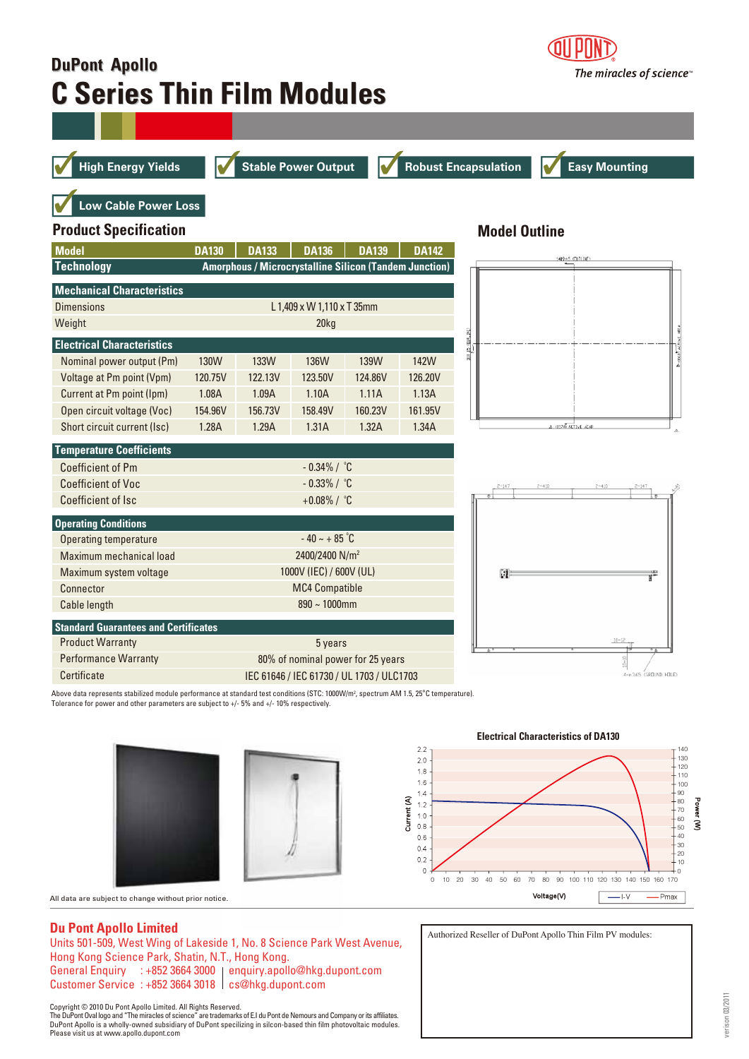# DuPont Apollo

# C Series Thin Film Modules

The miracles of science™

- High Energy Yields
- Stable Power Output
- Robust Encapsulation
- Easy Mounting
- Low Cable Power Loss

## Product Specification

| Model | DA130 | DA133 | DA136 | DA139 | DA142 |
|---|---|---|---|---|---|
| Technology | Amorphous / Microcrystalline Silicon (Tandem Junction) | | | | |
| **Mechanical Characteristics** | | | | | |
| Dimensions | L 1,409 x W 1,110 x T 35mm | | | | |
| Weight | 20kg | | | | |
| **Electrical Characteristics** | | | | | |
| Nominal power output (Pm) | 130W | 133W | 136W | 139W | 142W |
| Voltage at Pm point (Vpm) | 120.75V | 122.13V | 123.50V | 124.86V | 126.20V |
| Current at Pm point (Ipm) | 1.08A | 1.09A | 1.10A | 1.11A | 1.13A |
| Open circuit voltage (Voc) | 154.96V | 156.73V | 158.49V | 160.23V | 161.95V |
| Short circuit current (Isc) | 1.28A | 1.29A | 1.31A | 1.32A | 1.34A |
| **Temperature Coefficients** | | | | | |
| Coefficient of Pm | - 0.34% / ˚C | | | | |
| Coefficient of Voc | - 0.33% / ˚C | | | | |
| Coefficient of Isc | +0.08% / ˚C | | | | |
| **Operating Conditions** | | | | | |
| Operating temperature | - 40 ~ + 85 ˚C | | | | |
| Maximum mechanical load | 2400/2400 N/m² | | | | |
| Maximum system voltage | 1000V (IEC) / 600V (UL) | | | | |
| Connector | MC4 Compatible | | | | |
| Cable length | 890 ~ 1000mm | | | | |
| **Standard Guarantees and Certificates** | | | | | |
| Product Warranty | 5 years | | | | |
| Performance Warranty | 80% of nominal power for 25 years | | | | |
| Certificate | IEC 61646 / IEC 61730 / UL 1703 / ULC1703 | | | | |

Above data represents stabilized module performance at standard test conditions (STC: 1000W/m², spectrum AM 1.5, 25°C temperature).
Tolerance for power and other parameters are subject to +/- 5% and +/- 10% respectively.

## Model Outline

1409±5 (OUTLINE)

1110±5 (OUTLINE)

1322 ACTIVE AREA

2-147  2-410  2-410  2-147

4-φ3.65 (GROUND HOLE)

All data are subject to change without prior notice.

**Electrical Characteristics of DA130**

Current (A): 0, 0.2, 0.4, 0.6, 0.8, 1.0, 1.2, 1.4, 1.6, 1.8, 2.0, 2.2

Power (W): 0, 10, 20, 30, 40, 50, 60, 70, 80, 90, 100, 110, 120, 130, 140

Voltage(V): 0, 10, 20, 30, 40, 50, 60, 70, 80, 90, 100, 110, 120, 130, 140, 150, 160, 170

I-V — Pmax

## Du Pont Apollo Limited

Units 501-509, West Wing of Lakeside 1, No. 8 Science Park West Avenue,
Hong Kong Science Park, Shatin, N.T., Hong Kong.
General Enquiry : +852 3664 3000 | enquiry.apollo@hkg.dupont.com
Customer Service : +852 3664 3018 | cs@hkg.dupont.com

Authorized Reseller of DuPont Apollo Thin Film PV modules:

Copyright © 2010 Du Pont Apollo Limited. All Rights Reserved.
The DuPont Oval logo and "The miracles of science" are trademarks of E.I du Pont de Nemours and Company or its affiliates.
DuPont Apollo is a wholly-owned subsidiary of DuPont specilizing in silcon-based thin film photovoltaic modules.
Please visit us at www.apollo.dupont.com

verison 03/2011